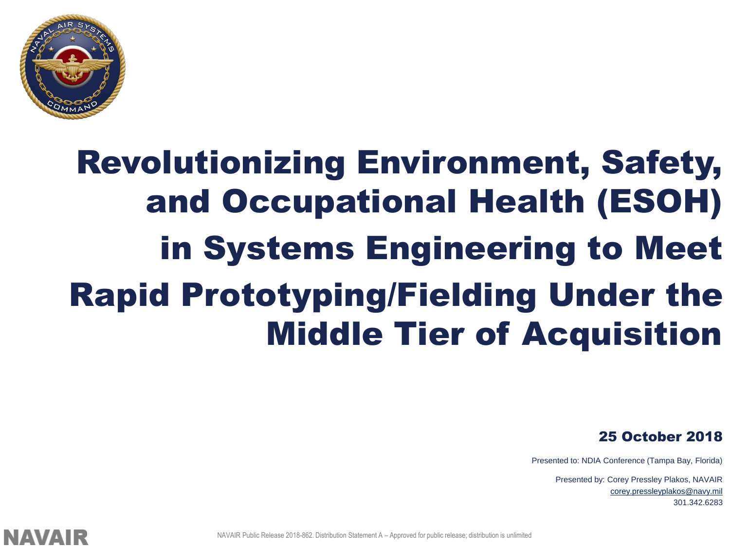# Revolutionizing Environment, Safety, and Occupational Health (ESOH) in Systems Engineering to Meet Rapid Prototyping/Fielding Under the Middle Tier of Acquisition

**25 October 2018**

Presented to: NDIA Conference (Tampa Bay, Florida)

Presented by: Corey Pressley Plakos, NAVAIR
corey.pressleyplakos@navy.mil
301.342.6283

NAVAIR Public Release 2018-862. Distribution Statement A – Approved for public release; distribution is unlimited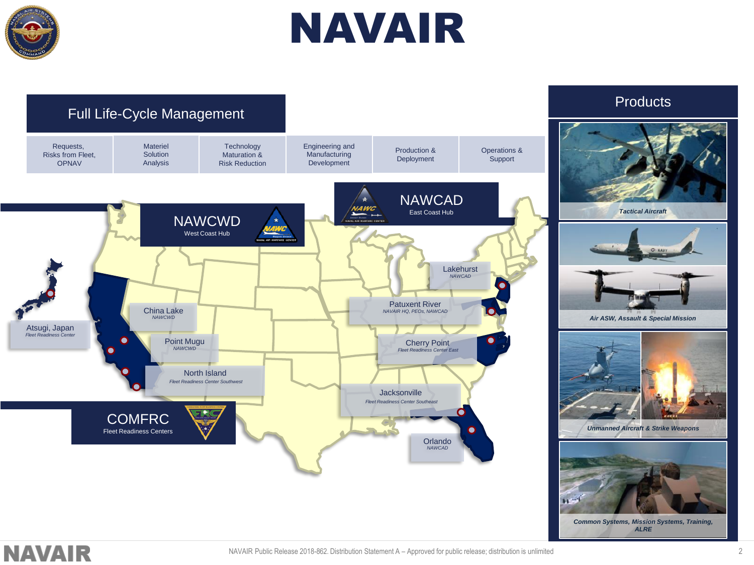# NAVAIR

## Full Life-Cycle Management

| Requests, Risks from Fleet, OPNAV | Materiel Solution Analysis | Technology Maturation & Risk Reduction | Engineering and Manufacturing Development | Production & Deployment | Operations & Support |
|---|---|---|---|---|---|

## NAWCWD
West Coast Hub

## NAWCAD
East Coast Hub

## COMFRC
Fleet Readiness Centers

- Atsugi, Japan — *Fleet Readiness Center*
- China Lake — *NAWCWD*
- Point Mugu — *NAWCWD*
- North Island — *Fleet Readiness Center Southwest*
- Lakehurst — *NAWCAD*
- Patuxent River — *NAVAIR HQ, PEOs, NAWCAD*
- Cherry Point — *Fleet Readiness Center East*
- Jacksonville — *Fleet Readiness Center Southeast*
- Orlando — *NAWCAD*

## Products

- ***Tactical Aircraft***
- ***Air ASW, Assault & Special Mission***
- ***Unmanned Aircraft & Strike Weapons***
- ***Common Systems, Mission Systems, Training, ALRE***

NAVAIR Public Release 2018-862. Distribution Statement A – Approved for public release; distribution is unlimited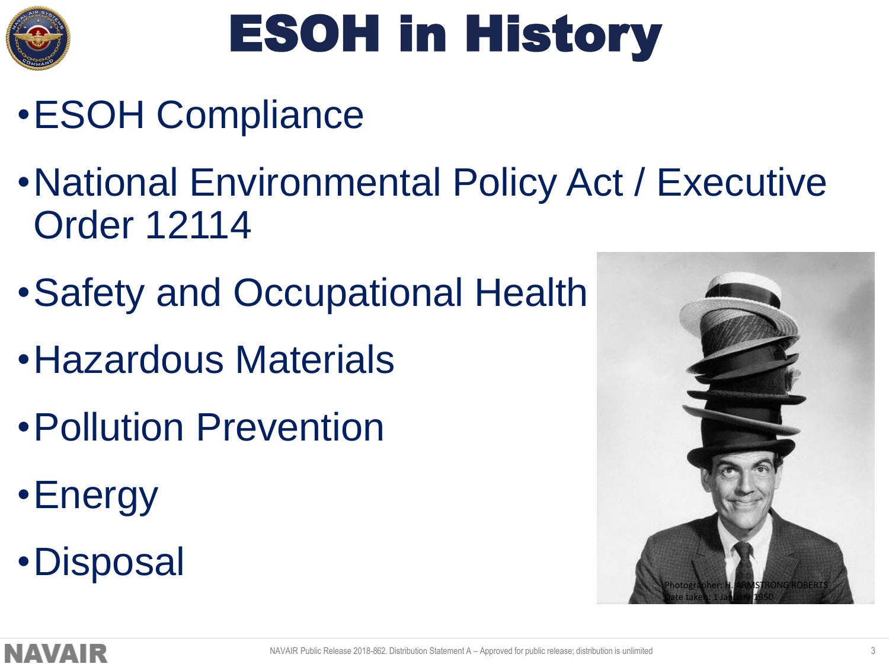# ESOH in History

- ESOH Compliance
- National Environmental Policy Act / Executive Order 12114
- Safety and Occupational Health
- Hazardous Materials
- Pollution Prevention
- Energy
- Disposal

Photographer: H. ARMSTRONG ROBERTS
Date taken: 1 January 1950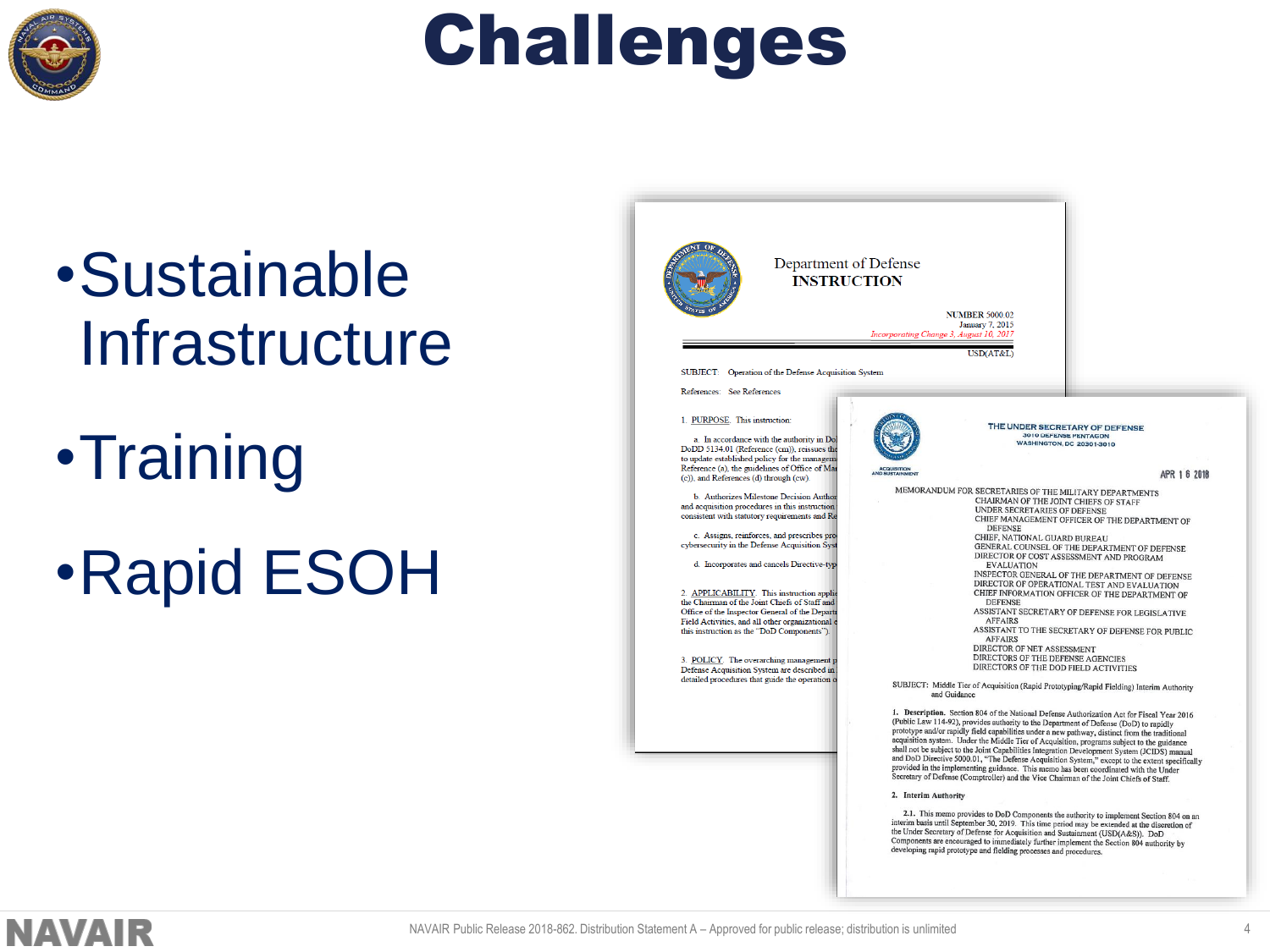# Challenges

- Sustainable Infrastructure
- Training
- Rapid ESOH

Department of Defense
**INSTRUCTION**

NUMBER 5000.02
January 7, 2015
*Incorporating Change 3, August 10, 2017*

USD(AT&L)

SUBJECT: Operation of the Defense Acquisition System

References: See References

1. PURPOSE. This instruction:

a. In accordance with the authority in Do... DoDD 5134.01 (Reference (cm)), reissues the... to update established policy for the manageme... Reference (a), the guidelines of Office of Ma... (c)), and References (d) through (cw).

b. Authorizes Milestone Decision Author... and acquisition procedures in this instruction... consistent with statutory requirements and Re...

c. Assigns, reinforces, and prescribes pro... cybersecurity in the Defense Acquisition Syst...

d. Incorporates and cancels Directive-typ...

2. APPLICABILITY. This instruction appli... the Chairman of the Joint Chiefs of Staff and... Office of the Inspector General of the Depart... Field Activities, and all other organizational e... this instruction as the "DoD Components").

3. POLICY. The overarching management p... Defense Acquisition System are described in... detailed procedures that guide the operation o...

THE UNDER SECRETARY OF DEFENSE
3010 DEFENSE PENTAGON
WASHINGTON, DC 20301-3010

ACQUISITION AND SUSTAINMENT

APR 16 2018

MEMORANDUM FOR SECRETARIES OF THE MILITARY DEPARTMENTS
CHAIRMAN OF THE JOINT CHIEFS OF STAFF
UNDER SECRETARIES OF DEFENSE
CHIEF MANAGEMENT OFFICER OF THE DEPARTMENT OF DEFENSE
CHIEF, NATIONAL GUARD BUREAU
GENERAL COUNSEL OF THE DEPARTMENT OF DEFENSE
DIRECTOR OF COST ASSESSMENT AND PROGRAM EVALUATION
INSPECTOR GENERAL OF THE DEPARTMENT OF DEFENSE
DIRECTOR OF OPERATIONAL TEST AND EVALUATION
CHIEF INFORMATION OFFICER OF THE DEPARTMENT OF DEFENSE
ASSISTANT SECRETARY OF DEFENSE FOR LEGISLATIVE AFFAIRS
ASSISTANT TO THE SECRETARY OF DEFENSE FOR PUBLIC AFFAIRS
DIRECTOR OF NET ASSESSMENT
DIRECTORS OF THE DEFENSE AGENCIES
DIRECTORS OF THE DOD FIELD ACTIVITIES

SUBJECT: Middle Tier of Acquisition (Rapid Prototyping/Rapid Fielding) Interim Authority and Guidance

1. **Description.** Section 804 of the National Defense Authorization Act for Fiscal Year 2016 (Public Law 114-92), provides authority to the Department of Defense (DoD) to rapidly prototype and/or rapidly field capabilities under a new pathway, distinct from the traditional acquisition system. Under the Middle Tier of Acquisition, programs subject to the guidance shall not be subject to the Joint Capabilities Integration Development System (JCIDS) manual and DoD Directive 5000.01, "The Defense Acquisition System," except to the extent specifically provided in the implementing guidance. This memo has been coordinated with the Under Secretary of Defense (Comptroller) and the Vice Chairman of the Joint Chiefs of Staff.

2. **Interim Authority**

2.1. This memo provides to DoD Components the authority to implement Section 804 on an interim basis until September 30, 2019. This time period may be extended at the discretion of the Under Secretary of Defense for Acquisition and Sustainment (USD(A&S)). DoD Components are encouraged to immediately further implement the Section 804 authority by developing rapid prototype and fielding processes and procedures.

NAVAIR Public Release 2018-862. Distribution Statement A – Approved for public release; distribution is unlimited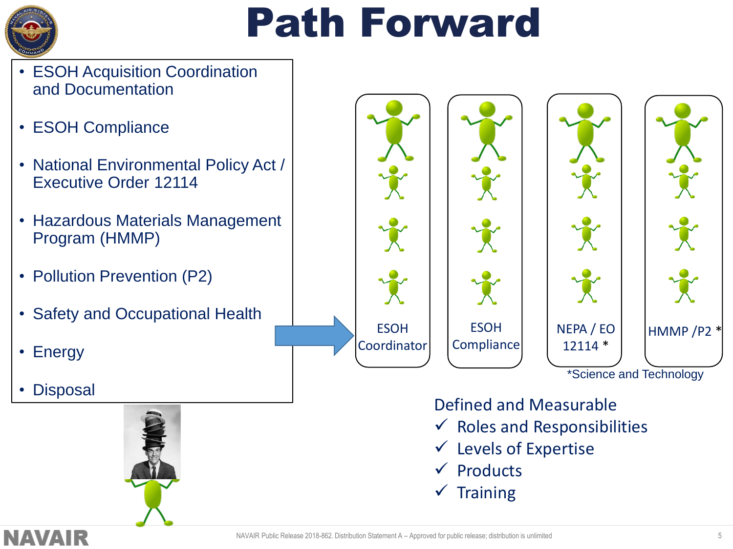# Path Forward

- ESOH Acquisition Coordination and Documentation
- ESOH Compliance
- National Environmental Policy Act / Executive Order 12114
- Hazardous Materials Management Program (HMMP)
- Pollution Prevention (P2)
- Safety and Occupational Health
- Energy
- Disposal

ESOH Coordinator

ESOH Compliance

NEPA / EO 12114 *

HMMP /P2 *

*Science and Technology

Defined and Measurable

- ✓ Roles and Responsibilities
- ✓ Levels of Expertise
- ✓ Products
- ✓ Training

NAVAIR Public Release 2018-862. Distribution Statement A – Approved for public release; distribution is unlimited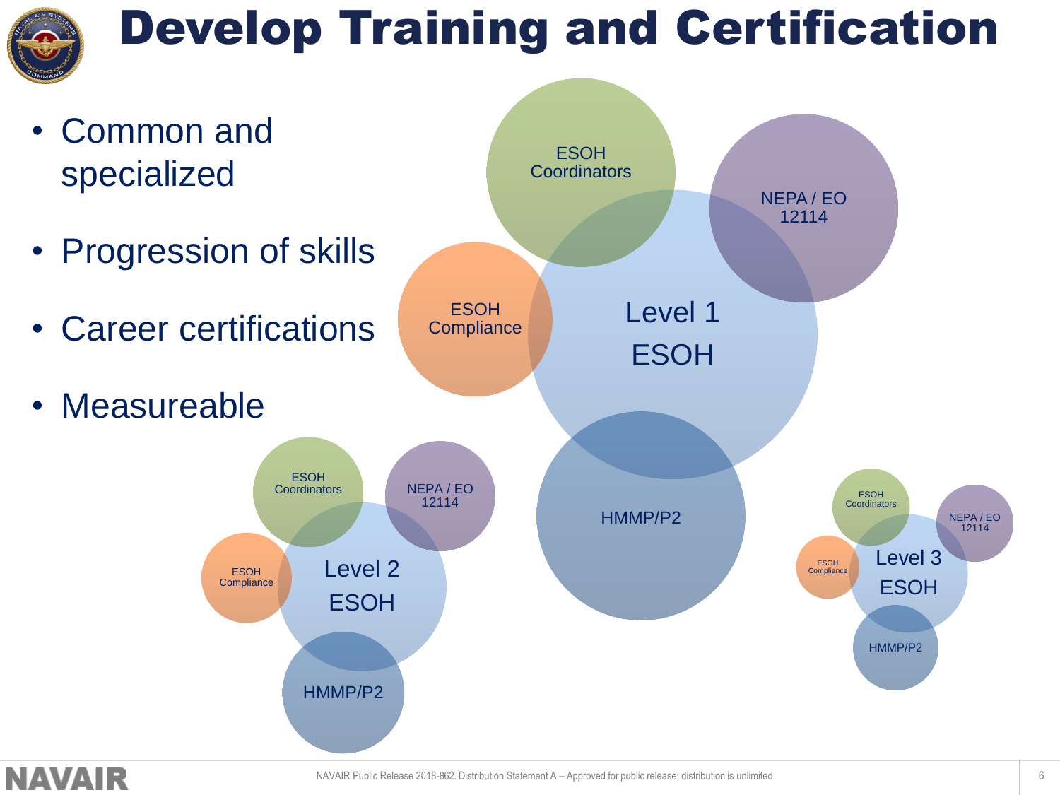# Develop Training and Certification

- Common and specialized
- Progression of skills
- Career certifications
- Measureable

ESOH Coordinators

NEPA / EO 12114

ESOH Compliance

Level 1 ESOH

HMMP/P2

ESOH Coordinators

NEPA / EO 12114

ESOH Compliance

Level 2 ESOH

HMMP/P2

ESOH Coordinators

NEPA / EO 12114

ESOH Compliance

Level 3 ESOH

HMMP/P2

NAVAIR Public Release 2018-862. Distribution Statement A – Approved for public release; distribution is unlimited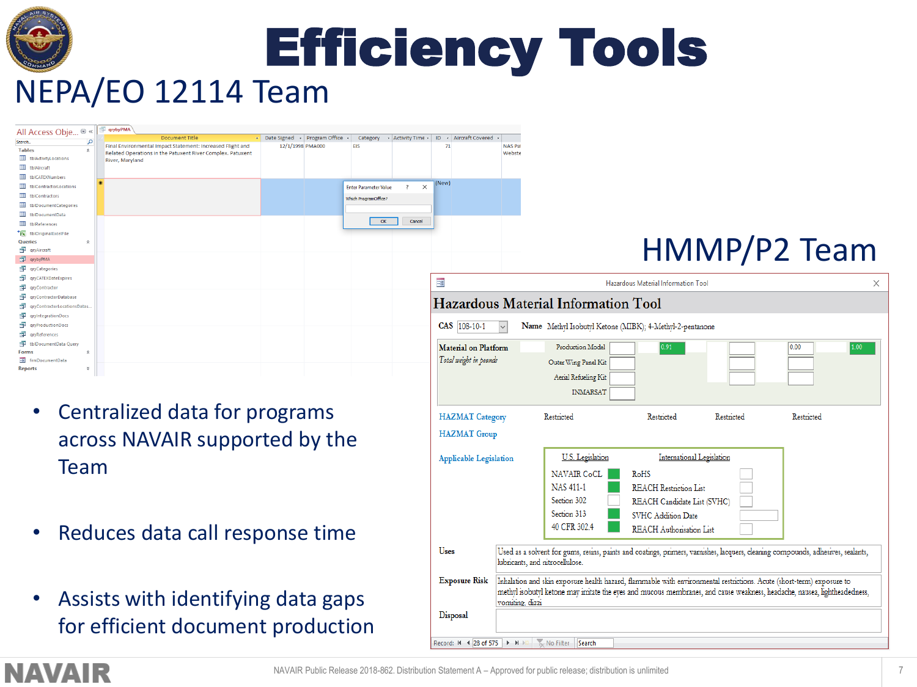# Efficiency Tools

## NEPA/EO 12114 Team

## HMMP/P2 Team

- Centralized data for programs across NAVAIR supported by the Team
- Reduces data call response time
- Assists with identifying data gaps for efficient document production

NAVAIR Public Release 2018-862. Distribution Statement A – Approved for public release; distribution is unlimited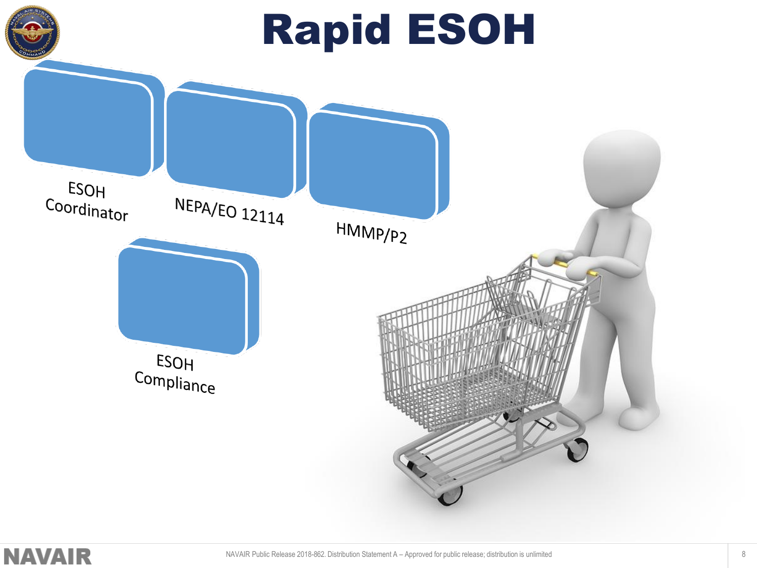# Rapid ESOH

ESOH Coordinator

NEPA/EO 12114

HMMP/P2

ESOH Compliance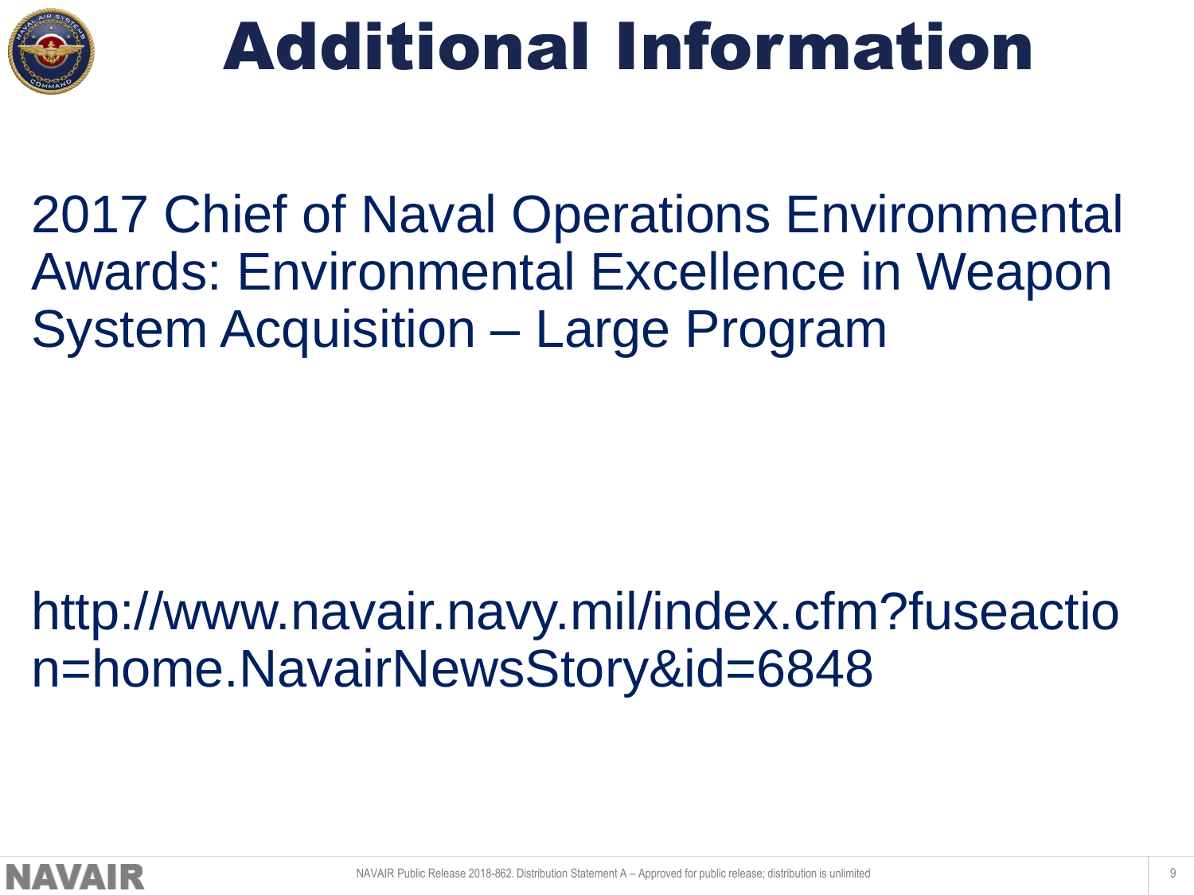# Additional Information

2017 Chief of Naval Operations Environmental Awards: Environmental Excellence in Weapon System Acquisition – Large Program

http://www.navair.navy.mil/index.cfm?fuseaction=home.NavairNewsStory&id=6848

NAVAIR Public Release 2018-862. Distribution Statement A – Approved for public release; distribution is unlimited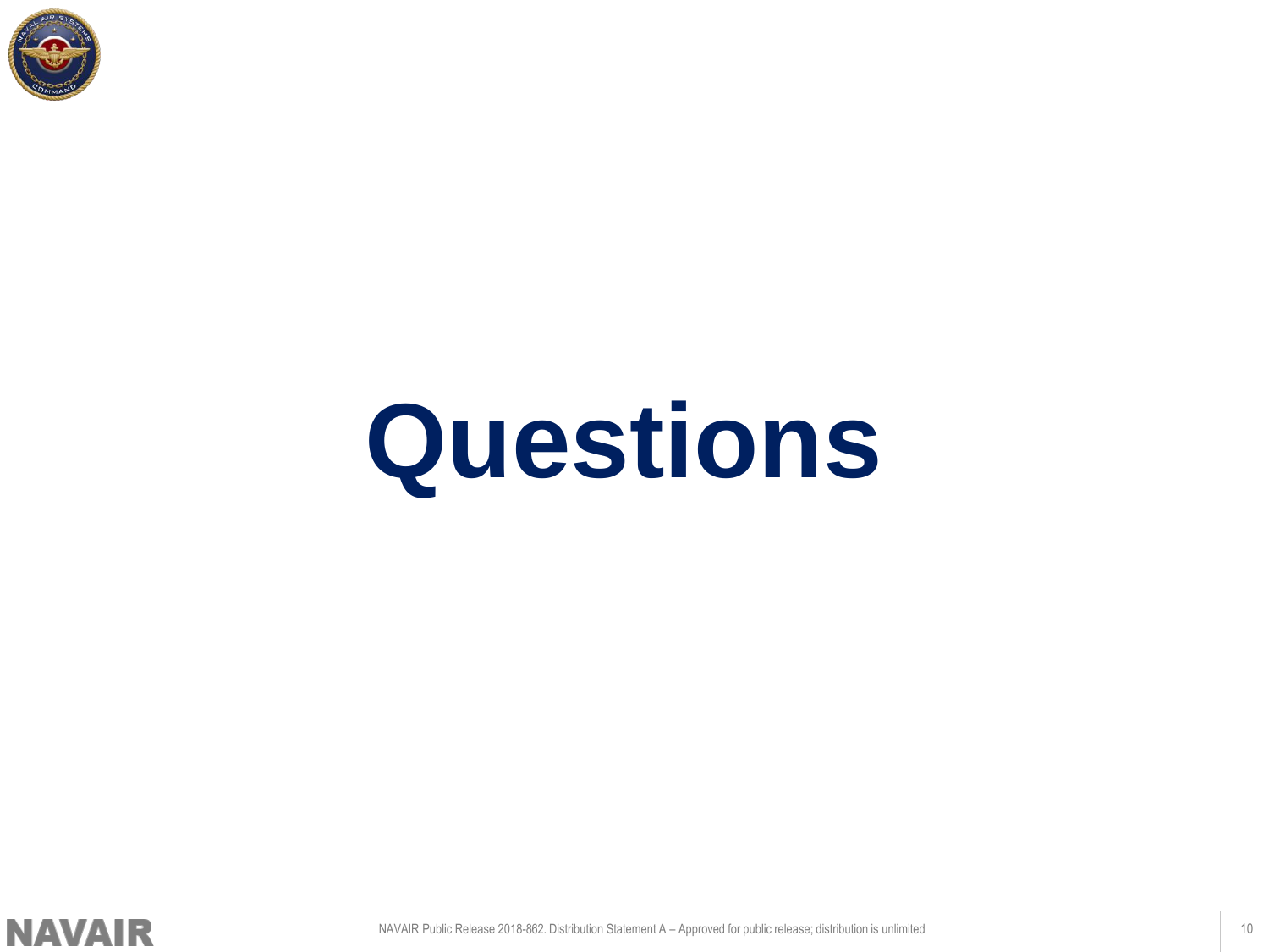# Questions